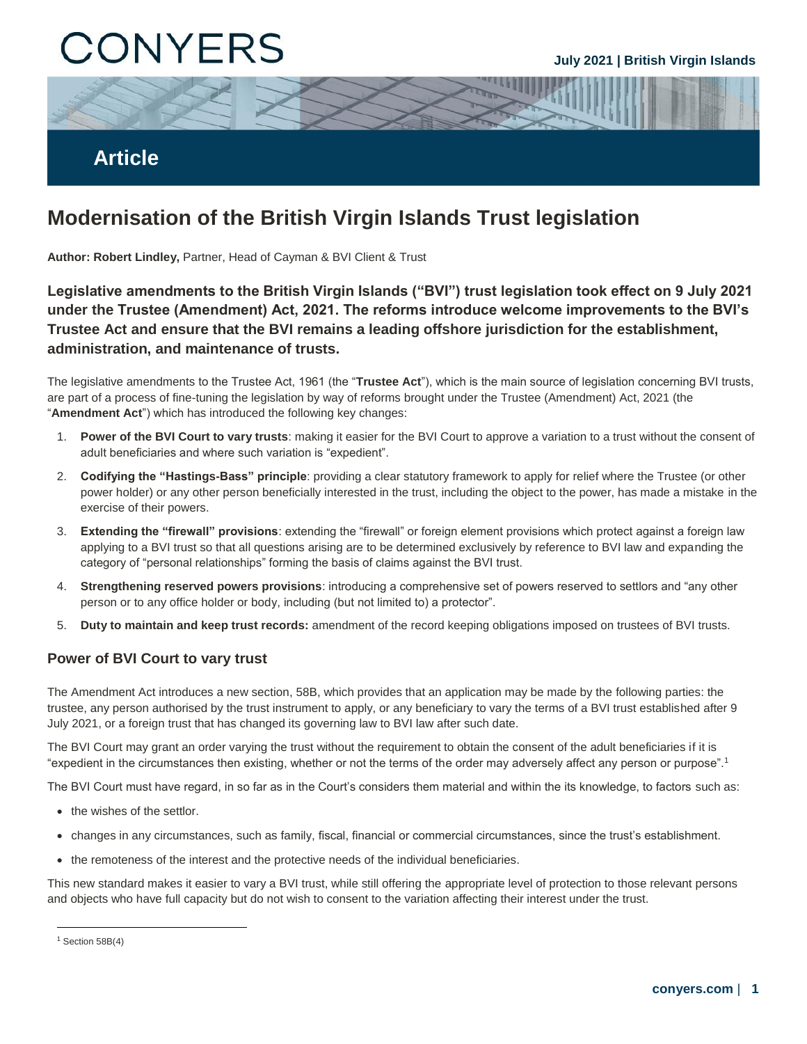CONYERS

July 2021 | British Virgin Islands

Article

# Modernisation of the British Virgin Islands Trust legislation

**Author: Robert Lindley,** Partner, Head of Cayman & BVI Client & Trust

**Legislative amendments to the British Virgin Islands ("BVI") trust legislation took effect on 9 July 2021 under the Trustee (Amendment) Act, 2021. The reforms introduce welcome improvements to the BVI's Trustee Act and ensure that the BVI remains a leading offshore jurisdiction for the establishment, administration, and maintenance of trusts.**

The legislative amendments to the Trustee Act, 1961 (the "**Trustee Act**"), which is the main source of legislation concerning BVI trusts, are part of a process of fine-tuning the legislation by way of reforms brought under the Trustee (Amendment) Act, 2021 (the "**Amendment Act**") which has introduced the following key changes:

1. **Power of the BVI Court to vary trusts**: making it easier for the BVI Court to approve a variation to a trust without the consent of adult beneficiaries and where such variation is "expedient".
2. **Codifying the "Hastings-Bass" principle**: providing a clear statutory framework to apply for relief where the Trustee (or other power holder) or any other person beneficially interested in the trust, including the object to the power, has made a mistake in the exercise of their powers.
3. **Extending the "firewall" provisions**: extending the "firewall" or foreign element provisions which protect against a foreign law applying to a BVI trust so that all questions arising are to be determined exclusively by reference to BVI law and expanding the category of "personal relationships" forming the basis of claims against the BVI trust.
4. **Strengthening reserved powers provisions**: introducing a comprehensive set of powers reserved to settlors and "any other person or to any office holder or body, including (but not limited to) a protector".
5. **Duty to maintain and keep trust records:** amendment of the record keeping obligations imposed on trustees of BVI trusts.

## Power of BVI Court to vary trust

The Amendment Act introduces a new section, 58B, which provides that an application may be made by the following parties: the trustee, any person authorised by the trust instrument to apply, or any beneficiary to vary the terms of a BVI trust established after 9 July 2021, or a foreign trust that has changed its governing law to BVI law after such date.

The BVI Court may grant an order varying the trust without the requirement to obtain the consent of the adult beneficiaries if it is "expedient in the circumstances then existing, whether or not the terms of the order may adversely affect any person or purpose".[1]

The BVI Court must have regard, in so far as in the Court's considers them material and within the its knowledge, to factors such as:

- the wishes of the settlor.
- changes in any circumstances, such as family, fiscal, financial or commercial circumstances, since the trust's establishment.
- the remoteness of the interest and the protective needs of the individual beneficiaries.

This new standard makes it easier to vary a BVI trust, while still offering the appropriate level of protection to those relevant persons and objects who have full capacity but do not wish to consent to the variation affecting their interest under the trust.

[1] Section 58B(4)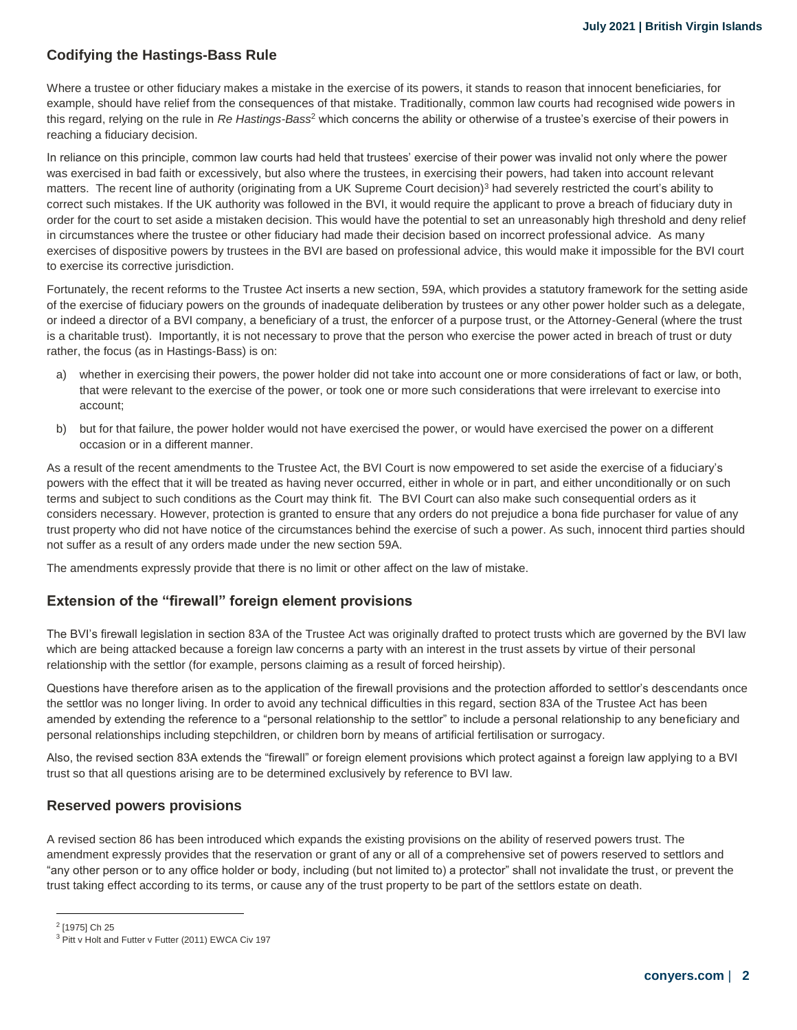## Codifying the Hastings-Bass Rule

Where a trustee or other fiduciary makes a mistake in the exercise of its powers, it stands to reason that innocent beneficiaries, for example, should have relief from the consequences of that mistake. Traditionally, common law courts had recognised wide powers in this regard, relying on the rule in *Re Hastings-Bass*[2] which concerns the ability or otherwise of a trustee's exercise of their powers in reaching a fiduciary decision.

In reliance on this principle, common law courts had held that trustees' exercise of their power was invalid not only where the power was exercised in bad faith or excessively, but also where the trustees, in exercising their powers, had taken into account relevant matters. The recent line of authority (originating from a UK Supreme Court decision)[3] had severely restricted the court's ability to correct such mistakes. If the UK authority was followed in the BVI, it would require the applicant to prove a breach of fiduciary duty in order for the court to set aside a mistaken decision. This would have the potential to set an unreasonably high threshold and deny relief in circumstances where the trustee or other fiduciary had made their decision based on incorrect professional advice. As many exercises of dispositive powers by trustees in the BVI are based on professional advice, this would make it impossible for the BVI court to exercise its corrective jurisdiction.

Fortunately, the recent reforms to the Trustee Act inserts a new section, 59A, which provides a statutory framework for the setting aside of the exercise of fiduciary powers on the grounds of inadequate deliberation by trustees or any other power holder such as a delegate, or indeed a director of a BVI company, a beneficiary of a trust, the enforcer of a purpose trust, or the Attorney-General (where the trust is a charitable trust). Importantly, it is not necessary to prove that the person who exercise the power acted in breach of trust or duty rather, the focus (as in Hastings-Bass) is on:

a) whether in exercising their powers, the power holder did not take into account one or more considerations of fact or law, or both, that were relevant to the exercise of the power, or took one or more such considerations that were irrelevant to exercise into account;

b) but for that failure, the power holder would not have exercised the power, or would have exercised the power on a different occasion or in a different manner.

As a result of the recent amendments to the Trustee Act, the BVI Court is now empowered to set aside the exercise of a fiduciary's powers with the effect that it will be treated as having never occurred, either in whole or in part, and either unconditionally or on such terms and subject to such conditions as the Court may think fit. The BVI Court can also make such consequential orders as it considers necessary. However, protection is granted to ensure that any orders do not prejudice a bona fide purchaser for value of any trust property who did not have notice of the circumstances behind the exercise of such a power. As such, innocent third parties should not suffer as a result of any orders made under the new section 59A.

The amendments expressly provide that there is no limit or other affect on the law of mistake.

## Extension of the "firewall" foreign element provisions

The BVI's firewall legislation in section 83A of the Trustee Act was originally drafted to protect trusts which are governed by the BVI law which are being attacked because a foreign law concerns a party with an interest in the trust assets by virtue of their personal relationship with the settlor (for example, persons claiming as a result of forced heirship).

Questions have therefore arisen as to the application of the firewall provisions and the protection afforded to settlor's descendants once the settlor was no longer living. In order to avoid any technical difficulties in this regard, section 83A of the Trustee Act has been amended by extending the reference to a "personal relationship to the settlor" to include a personal relationship to any beneficiary and personal relationships including stepchildren, or children born by means of artificial fertilisation or surrogacy.

Also, the revised section 83A extends the "firewall" or foreign element provisions which protect against a foreign law applying to a BVI trust so that all questions arising are to be determined exclusively by reference to BVI law.

## Reserved powers provisions

A revised section 86 has been introduced which expands the existing provisions on the ability of reserved powers trust. The amendment expressly provides that the reservation or grant of any or all of a comprehensive set of powers reserved to settlors and "any other person or to any office holder or body, including (but not limited to) a protector" shall not invalidate the trust, or prevent the trust taking effect according to its terms, or cause any of the trust property to be part of the settlors estate on death.

---

[2] [1975] Ch 25

[3] Pitt v Holt and Futter v Futter (2011) EWCA Civ 197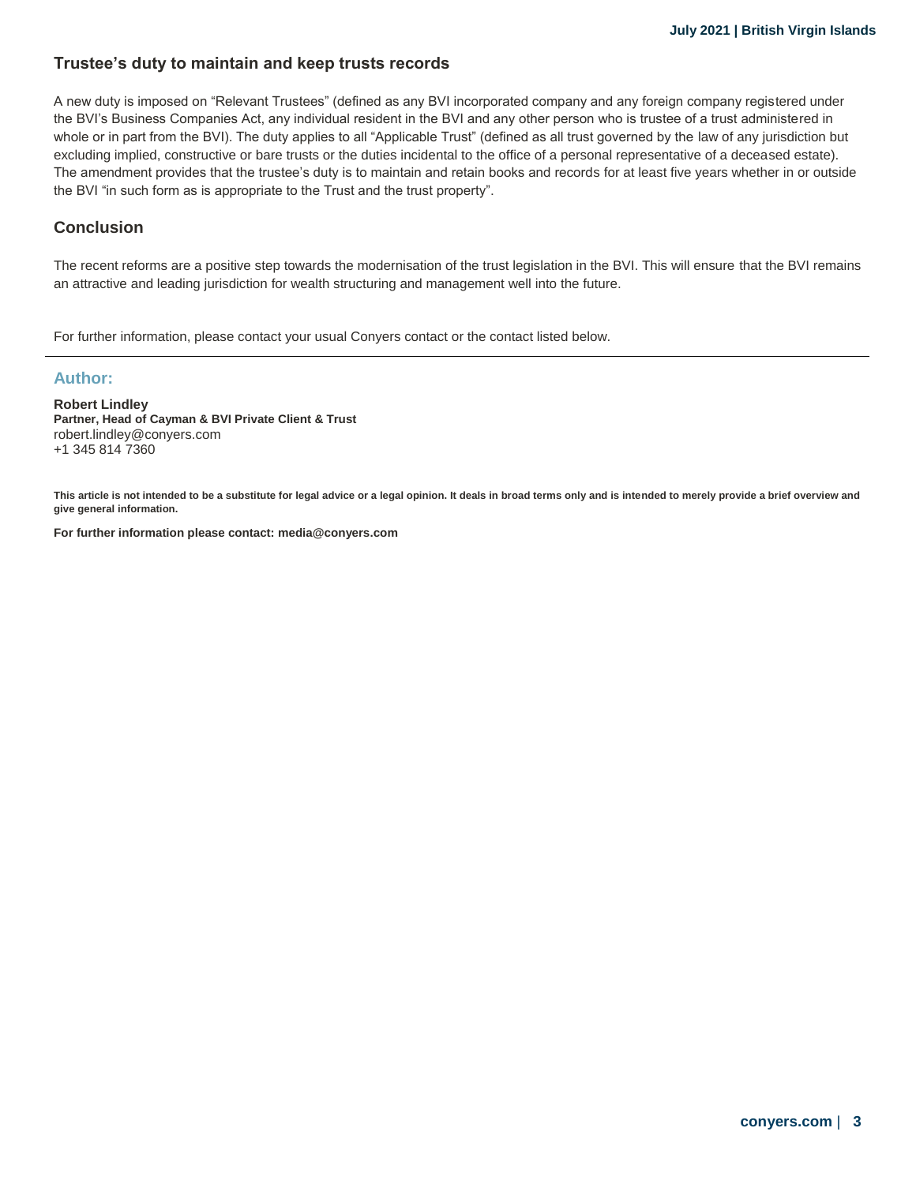## Trustee's duty to maintain and keep trusts records

A new duty is imposed on "Relevant Trustees" (defined as any BVI incorporated company and any foreign company registered under the BVI's Business Companies Act, any individual resident in the BVI and any other person who is trustee of a trust administered in whole or in part from the BVI). The duty applies to all "Applicable Trust" (defined as all trust governed by the law of any jurisdiction but excluding implied, constructive or bare trusts or the duties incidental to the office of a personal representative of a deceased estate). The amendment provides that the trustee's duty is to maintain and retain books and records for at least five years whether in or outside the BVI "in such form as is appropriate to the Trust and the trust property".

## Conclusion

The recent reforms are a positive step towards the modernisation of the trust legislation in the BVI. This will ensure that the BVI remains an attractive and leading jurisdiction for wealth structuring and management well into the future.

For further information, please contact your usual Conyers contact or the contact listed below.

---

### Author:

**Robert Lindley**
**Partner, Head of Cayman & BVI Private Client & Trust**
robert.lindley@conyers.com
+1 345 814 7360

**This article is not intended to be a substitute for legal advice or a legal opinion. It deals in broad terms only and is intended to merely provide a brief overview and give general information.**

**For further information please contact: media@conyers.com**